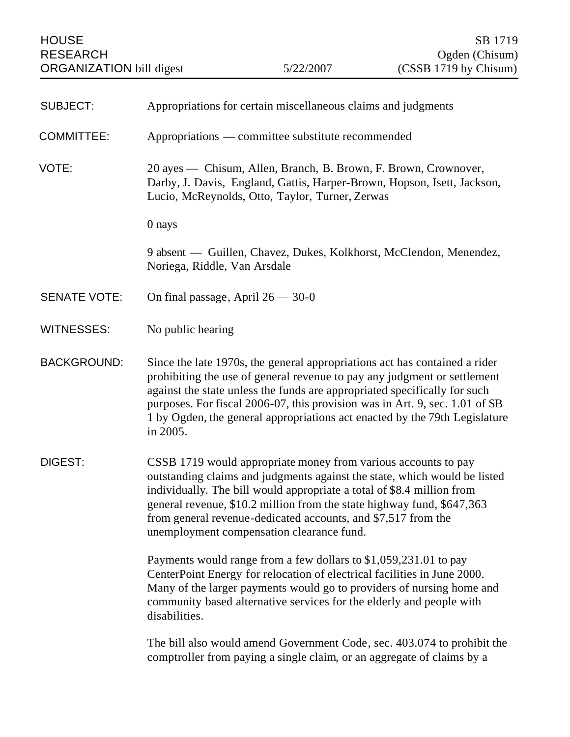HOUSE RESEARCH ORGANIZATION bill digest — 5/22/2007 — SB 1719 Ogden (Chisum) (CSSB 1719 by Chisum)

**SUBJECT:** Appropriations for certain miscellaneous claims and judgments

**COMMITTEE:** Appropriations — committee substitute recommended

**VOTE:** 20 ayes — Chisum, Allen, Branch, B. Brown, F. Brown, Crownover, Darby, J. Davis, England, Gattis, Harper-Brown, Hopson, Isett, Jackson, Lucio, McReynolds, Otto, Taylor, Turner, Zerwas

0 nays

9 absent — Guillen, Chavez, Dukes, Kolkhorst, McClendon, Menendez, Noriega, Riddle, Van Arsdale

**SENATE VOTE:** On final passage, April 26 — 30-0

**WITNESSES:** No public hearing

**BACKGROUND:** Since the late 1970s, the general appropriations act has contained a rider prohibiting the use of general revenue to pay any judgment or settlement against the state unless the funds are appropriated specifically for such purposes. For fiscal 2006-07, this provision was in Art. 9, sec. 1.01 of SB 1 by Ogden, the general appropriations act enacted by the 79th Legislature in 2005.

**DIGEST:** CSSB 1719 would appropriate money from various accounts to pay outstanding claims and judgments against the state, which would be listed individually. The bill would appropriate a total of $8.4 million from general revenue, $10.2 million from the state highway fund, $647,363 from general revenue-dedicated accounts, and $7,517 from the unemployment compensation clearance fund.

Payments would range from a few dollars to $1,059,231.01 to pay CenterPoint Energy for relocation of electrical facilities in June 2000. Many of the larger payments would go to providers of nursing home and community based alternative services for the elderly and people with disabilities.

The bill also would amend Government Code, sec. 403.074 to prohibit the comptroller from paying a single claim, or an aggregate of claims by a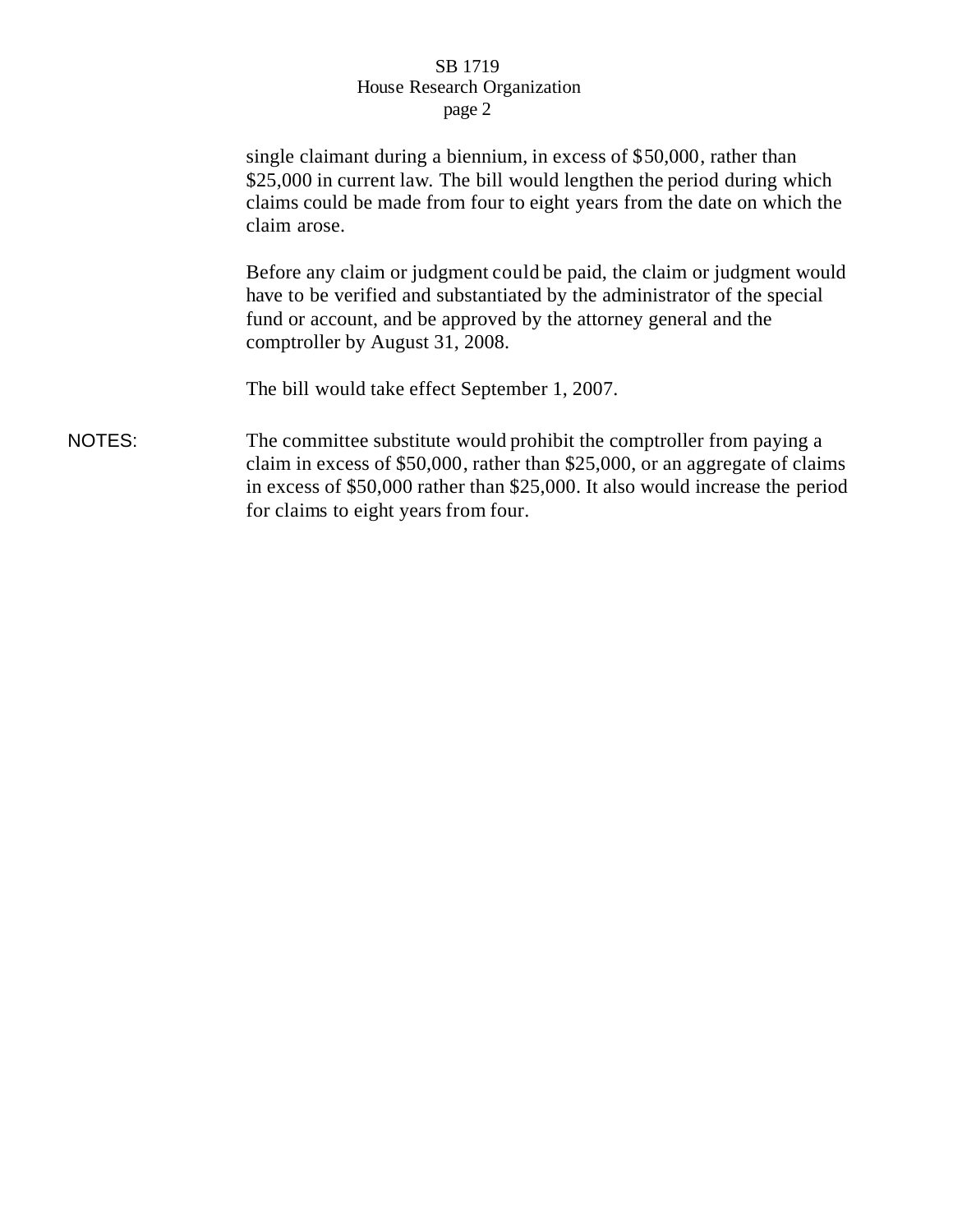single claimant during a biennium, in excess of $50,000, rather than $25,000 in current law. The bill would lengthen the period during which claims could be made from four to eight years from the date on which the claim arose.

Before any claim or judgment could be paid, the claim or judgment would have to be verified and substantiated by the administrator of the special fund or account, and be approved by the attorney general and the comptroller by August 31, 2008.

The bill would take effect September 1, 2007.

NOTES: The committee substitute would prohibit the comptroller from paying a claim in excess of $50,000, rather than $25,000, or an aggregate of claims in excess of $50,000 rather than $25,000. It also would increase the period for claims to eight years from four.